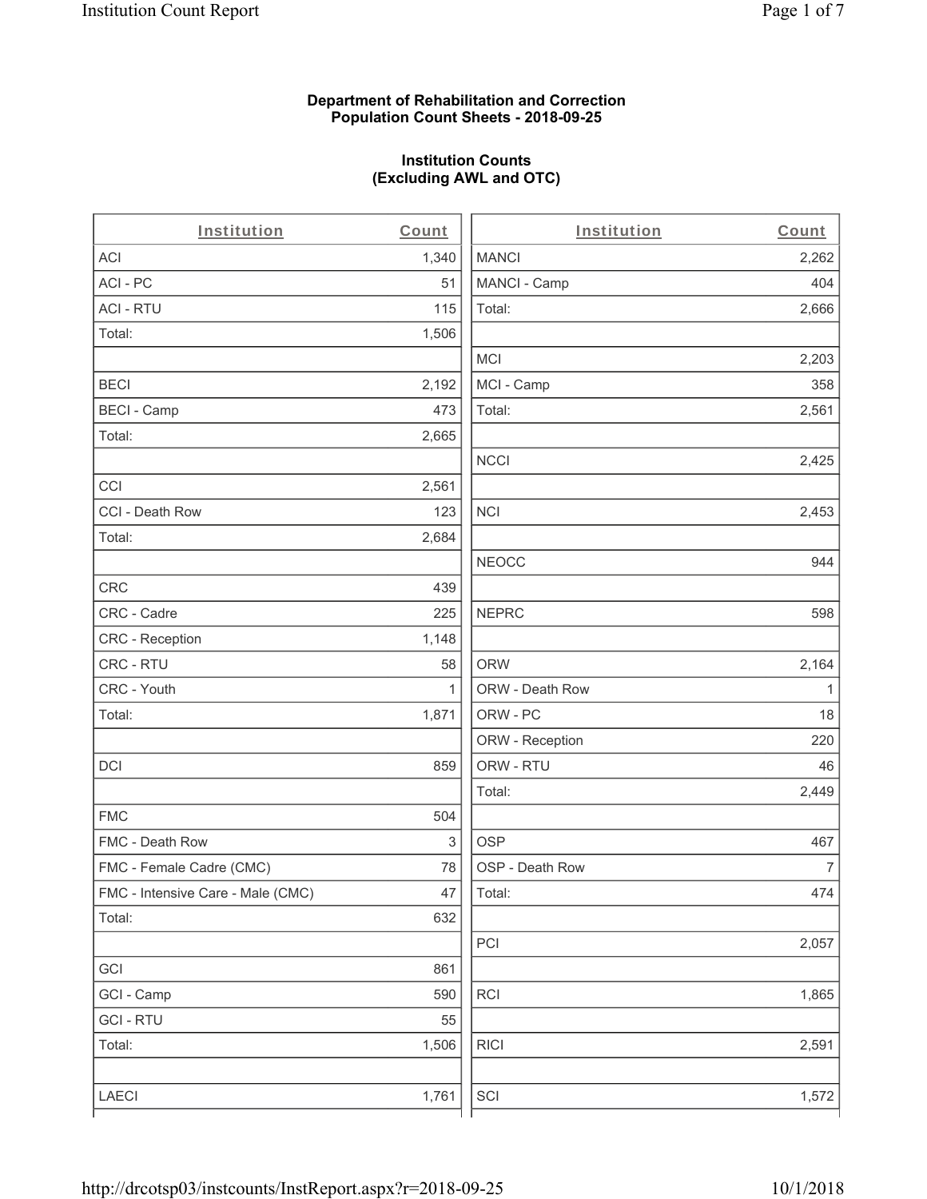**Department of Rehabilitation and Correction**
**Population Count Sheets - 2018-09-25**

**Institution Counts**
**(Excluding AWL and OTC)**

| Institution | Count |
|---|---|
| ACI | 1,340 |
| ACI - PC | 51 |
| ACI - RTU | 115 |
| Total: | 1,506 |
| | |
| BECI | 2,192 |
| BECI - Camp | 473 |
| Total: | 2,665 |
| | |
| CCI | 2,561 |
| CCI - Death Row | 123 |
| Total: | 2,684 |
| | |
| CRC | 439 |
| CRC - Cadre | 225 |
| CRC - Reception | 1,148 |
| CRC - RTU | 58 |
| CRC - Youth | 1 |
| Total: | 1,871 |
| | |
| DCI | 859 |
| | |
| FMC | 504 |
| FMC - Death Row | 3 |
| FMC - Female Cadre (CMC) | 78 |
| FMC - Intensive Care - Male (CMC) | 47 |
| Total: | 632 |
| | |
| GCI | 861 |
| GCI - Camp | 590 |
| GCI - RTU | 55 |
| Total: | 1,506 |
| | |
| LAECI | 1,761 |

| Institution | Count |
|---|---|
| MANCI | 2,262 |
| MANCI - Camp | 404 |
| Total: | 2,666 |
| | |
| MCI | 2,203 |
| MCI - Camp | 358 |
| Total: | 2,561 |
| | |
| NCCI | 2,425 |
| | |
| NCI | 2,453 |
| | |
| NEOCC | 944 |
| | |
| NEPRC | 598 |
| | |
| ORW | 2,164 |
| ORW - Death Row | 1 |
| ORW - PC | 18 |
| ORW - Reception | 220 |
| ORW - RTU | 46 |
| Total: | 2,449 |
| | |
| OSP | 467 |
| OSP - Death Row | 7 |
| Total: | 474 |
| | |
| PCI | 2,057 |
| | |
| RCI | 1,865 |
| | |
| RICI | 2,591 |
| | |
| SCI | 1,572 |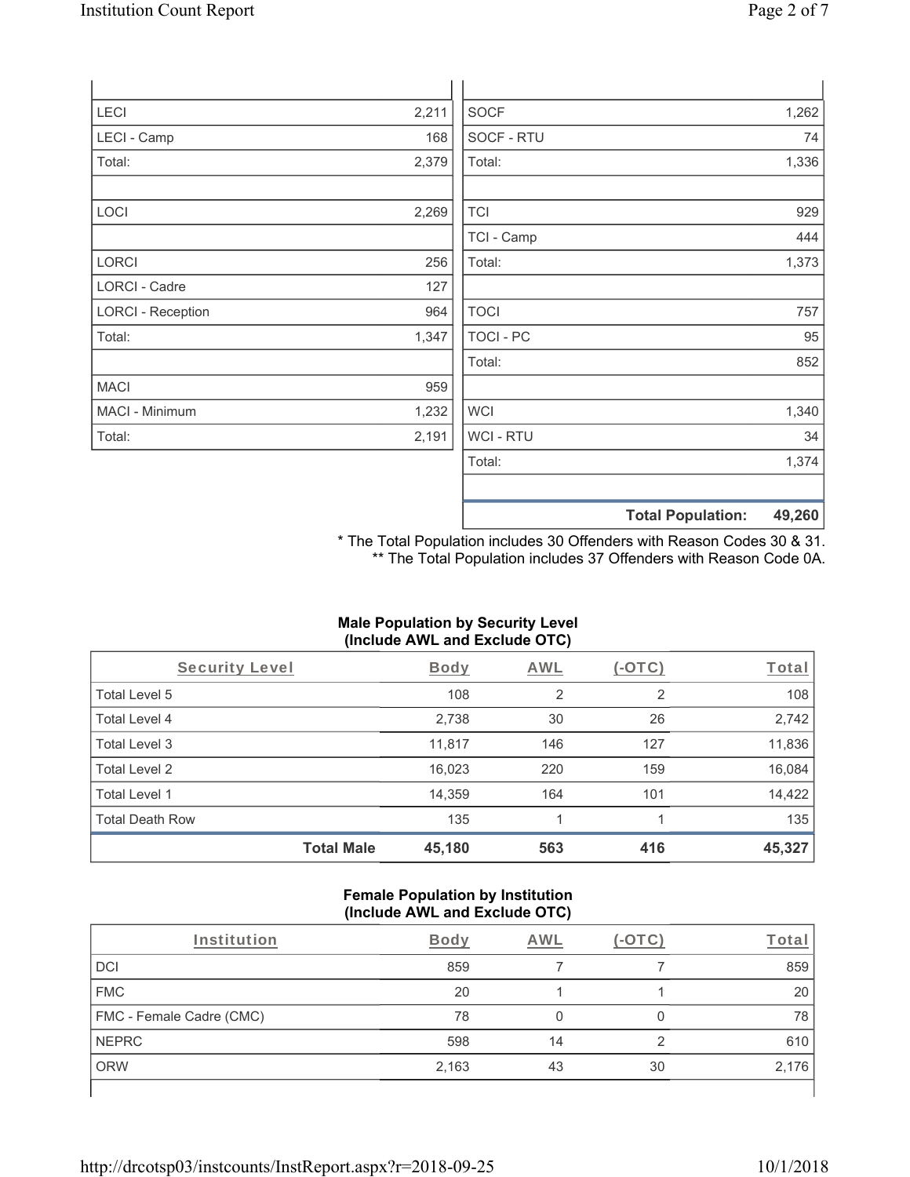| | | | |
|---|---|---|---|
| LECI | 2,211 | SOCF | 1,262 |
| LECI - Camp | 168 | SOCF - RTU | 74 |
| Total: | 2,379 | Total: | 1,336 |
| | | | |
| LOCI | 2,269 | TCI | 929 |
| | | TCI - Camp | 444 |
| LORCI | 256 | Total: | 1,373 |
| LORCI - Cadre | 127 | | |
| LORCI - Reception | 964 | TOCI | 757 |
| Total: | 1,347 | TOCI - PC | 95 |
| | | Total: | 852 |
| MACI | 959 | | |
| MACI - Minimum | 1,232 | WCI | 1,340 |
| Total: | 2,191 | WCI - RTU | 34 |
| | | Total: | 1,374 |
| | | | |
| | | **Total Population:** | **49,260** |

\* The Total Population includes 30 Offenders with Reason Codes 30 & 31.
\*\* The Total Population includes 37 Offenders with Reason Code 0A.

**Male Population by Security Level (Include AWL and Exclude OTC)**

| Security Level | Body | AWL | (-OTC) | Total |
|---|---|---|---|---|
| Total Level 5 | 108 | 2 | 2 | 108 |
| Total Level 4 | 2,738 | 30 | 26 | 2,742 |
| Total Level 3 | 11,817 | 146 | 127 | 11,836 |
| Total Level 2 | 16,023 | 220 | 159 | 16,084 |
| Total Level 1 | 14,359 | 164 | 101 | 14,422 |
| Total Death Row | 135 | 1 | 1 | 135 |
| **Total Male** | **45,180** | **563** | **416** | **45,327** |

**Female Population by Institution (Include AWL and Exclude OTC)**

| Institution | Body | AWL | (-OTC) | Total |
|---|---|---|---|---|
| DCI | 859 | 7 | 7 | 859 |
| FMC | 20 | 1 | 1 | 20 |
| FMC - Female Cadre (CMC) | 78 | 0 | 0 | 78 |
| NEPRC | 598 | 14 | 2 | 610 |
| ORW | 2,163 | 43 | 30 | 2,176 |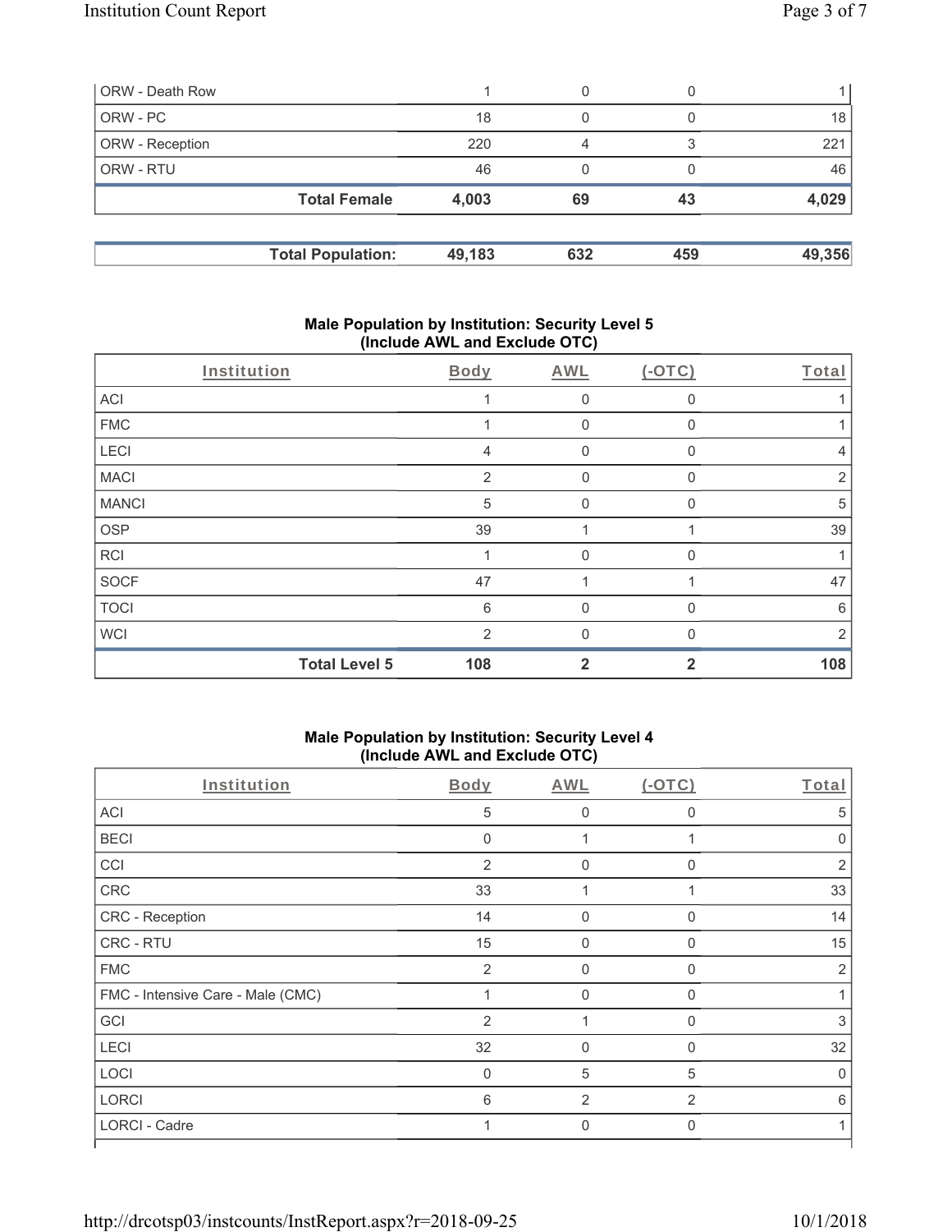| ORW - Death Row | 1 | 0 | 0 | 1 |
|---|---|---|---|---|
| ORW - PC | 18 | 0 | 0 | 18 |
| ORW - Reception | 220 | 4 | 3 | 221 |
| ORW - RTU | 46 | 0 | 0 | 46 |
| **Total Female** | **4,003** | **69** | **43** | **4,029** |

| **Total Population:** | **49,183** | **632** | **459** | **49,356** |
|---|---|---|---|---|

### Male Population by Institution: Security Level 5 (Include AWL and Exclude OTC)

| Institution | Body | AWL | (-OTC) | Total |
|---|---|---|---|---|
| ACI | 1 | 0 | 0 | 1 |
| FMC | 1 | 0 | 0 | 1 |
| LECI | 4 | 0 | 0 | 4 |
| MACI | 2 | 0 | 0 | 2 |
| MANCI | 5 | 0 | 0 | 5 |
| OSP | 39 | 1 | 1 | 39 |
| RCI | 1 | 0 | 0 | 1 |
| SOCF | 47 | 1 | 1 | 47 |
| TOCI | 6 | 0 | 0 | 6 |
| WCI | 2 | 0 | 0 | 2 |
| **Total Level 5** | **108** | **2** | **2** | **108** |

### Male Population by Institution: Security Level 4 (Include AWL and Exclude OTC)

| Institution | Body | AWL | (-OTC) | Total |
|---|---|---|---|---|
| ACI | 5 | 0 | 0 | 5 |
| BECI | 0 | 1 | 1 | 0 |
| CCI | 2 | 0 | 0 | 2 |
| CRC | 33 | 1 | 1 | 33 |
| CRC - Reception | 14 | 0 | 0 | 14 |
| CRC - RTU | 15 | 0 | 0 | 15 |
| FMC | 2 | 0 | 0 | 2 |
| FMC - Intensive Care - Male (CMC) | 1 | 0 | 0 | 1 |
| GCI | 2 | 1 | 0 | 3 |
| LECI | 32 | 0 | 0 | 32 |
| LOCI | 0 | 5 | 5 | 0 |
| LORCI | 6 | 2 | 2 | 6 |
| LORCI - Cadre | 1 | 0 | 0 | 1 |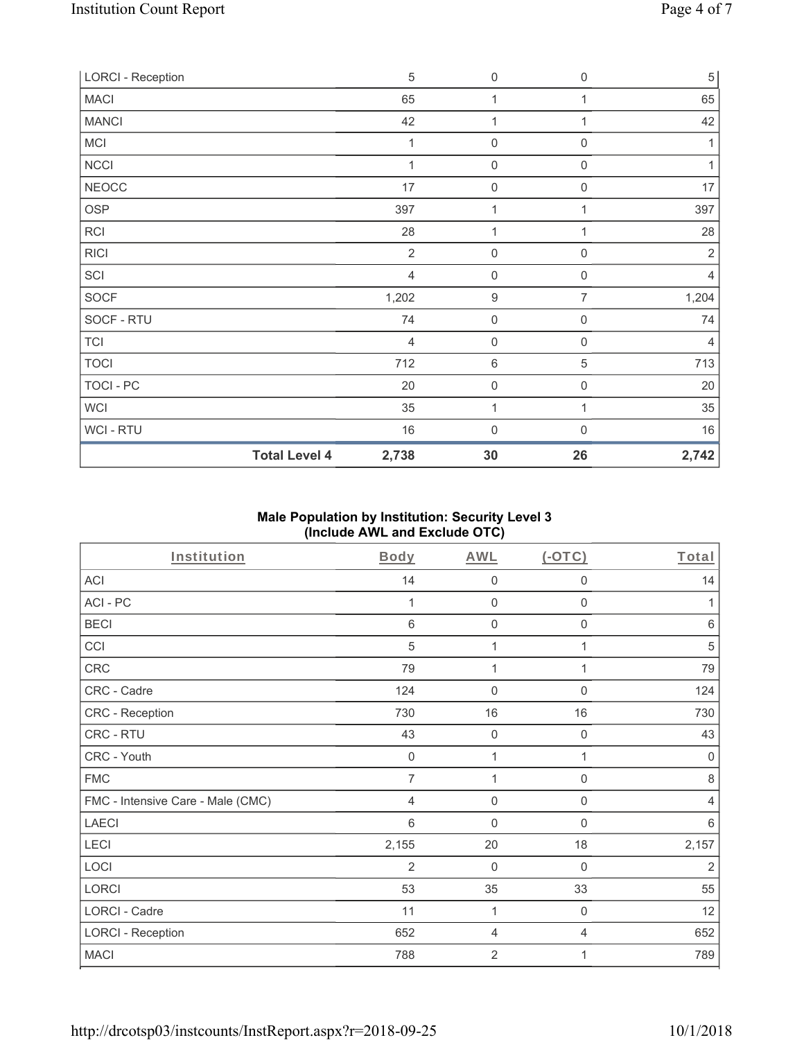| LORCI - Reception | | 5 | 0 | 0 | 5 |
|---|---|---|---|---|---|
| MACI | | 65 | 1 | 1 | 65 |
| MANCI | | 42 | 1 | 1 | 42 |
| MCI | | 1 | 0 | 0 | 1 |
| NCCI | | 1 | 0 | 0 | 1 |
| NEOCC | | 17 | 0 | 0 | 17 |
| OSP | | 397 | 1 | 1 | 397 |
| RCI | | 28 | 1 | 1 | 28 |
| RICI | | 2 | 0 | 0 | 2 |
| SCI | | 4 | 0 | 0 | 4 |
| SOCF | | 1,202 | 9 | 7 | 1,204 |
| SOCF - RTU | | 74 | 0 | 0 | 74 |
| TCI | | 4 | 0 | 0 | 4 |
| TOCI | | 712 | 6 | 5 | 713 |
| TOCI - PC | | 20 | 0 | 0 | 20 |
| WCI | | 35 | 1 | 1 | 35 |
| WCI - RTU | | 16 | 0 | 0 | 16 |
| | **Total Level 4** | **2,738** | **30** | **26** | **2,742** |

**Male Population by Institution: Security Level 3**
**(Include AWL and Exclude OTC)**

| Institution | Body | AWL | (-OTC) | Total |
|---|---|---|---|---|
| ACI | 14 | 0 | 0 | 14 |
| ACI - PC | 1 | 0 | 0 | 1 |
| BECI | 6 | 0 | 0 | 6 |
| CCI | 5 | 1 | 1 | 5 |
| CRC | 79 | 1 | 1 | 79 |
| CRC - Cadre | 124 | 0 | 0 | 124 |
| CRC - Reception | 730 | 16 | 16 | 730 |
| CRC - RTU | 43 | 0 | 0 | 43 |
| CRC - Youth | 0 | 1 | 1 | 0 |
| FMC | 7 | 1 | 0 | 8 |
| FMC - Intensive Care - Male (CMC) | 4 | 0 | 0 | 4 |
| LAECI | 6 | 0 | 0 | 6 |
| LECI | 2,155 | 20 | 18 | 2,157 |
| LOCI | 2 | 0 | 0 | 2 |
| LORCI | 53 | 35 | 33 | 55 |
| LORCI - Cadre | 11 | 1 | 0 | 12 |
| LORCI - Reception | 652 | 4 | 4 | 652 |
| MACI | 788 | 2 | 1 | 789 |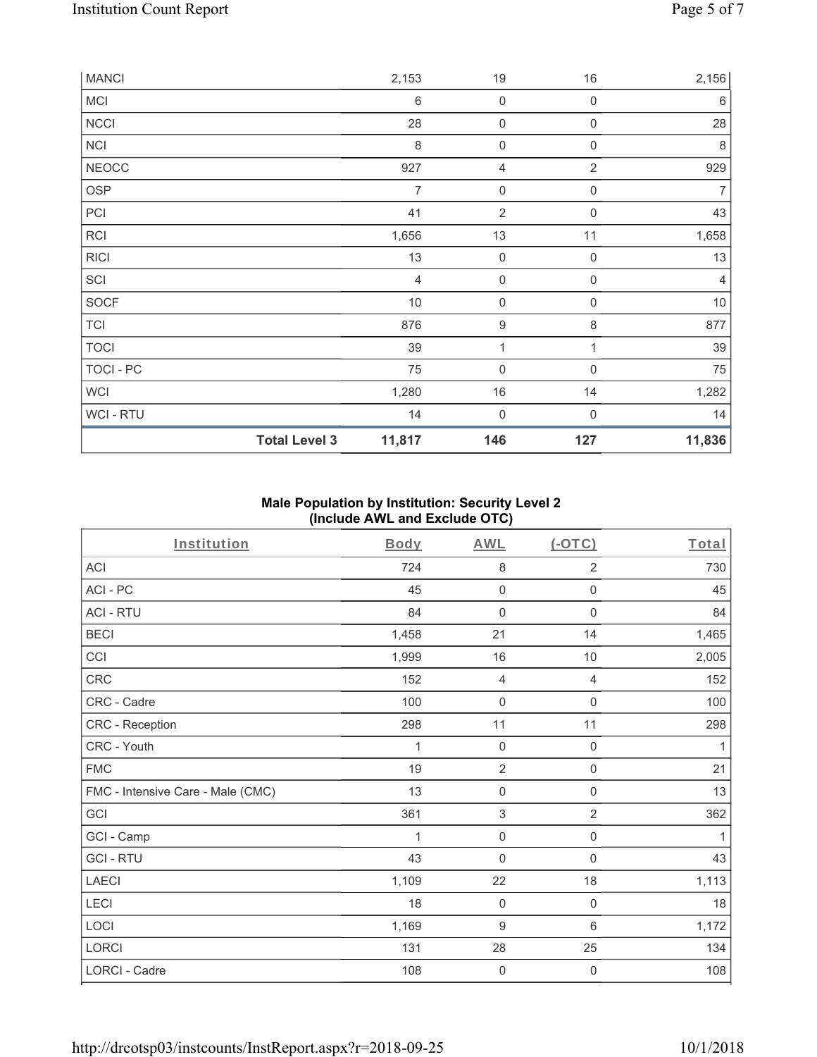| MANCI | | 2,153 | 19 | 16 | 2,156 |
|---|---|---|---|---|---|
| MCI | | 6 | 0 | 0 | 6 |
| NCCI | | 28 | 0 | 0 | 28 |
| NCI | | 8 | 0 | 0 | 8 |
| NEOCC | | 927 | 4 | 2 | 929 |
| OSP | | 7 | 0 | 0 | 7 |
| PCI | | 41 | 2 | 0 | 43 |
| RCI | | 1,656 | 13 | 11 | 1,658 |
| RICI | | 13 | 0 | 0 | 13 |
| SCI | | 4 | 0 | 0 | 4 |
| SOCF | | 10 | 0 | 0 | 10 |
| TCI | | 876 | 9 | 8 | 877 |
| TOCI | | 39 | 1 | 1 | 39 |
| TOCI - PC | | 75 | 0 | 0 | 75 |
| WCI | | 1,280 | 16 | 14 | 1,282 |
| WCI - RTU | | 14 | 0 | 0 | 14 |
| | **Total Level 3** | **11,817** | **146** | **127** | **11,836** |

**Male Population by Institution: Security Level 2 (Include AWL and Exclude OTC)**

| Institution | Body | AWL | (-OTC) | Total |
|---|---|---|---|---|
| ACI | 724 | 8 | 2 | 730 |
| ACI - PC | 45 | 0 | 0 | 45 |
| ACI - RTU | 84 | 0 | 0 | 84 |
| BECI | 1,458 | 21 | 14 | 1,465 |
| CCI | 1,999 | 16 | 10 | 2,005 |
| CRC | 152 | 4 | 4 | 152 |
| CRC - Cadre | 100 | 0 | 0 | 100 |
| CRC - Reception | 298 | 11 | 11 | 298 |
| CRC - Youth | 1 | 0 | 0 | 1 |
| FMC | 19 | 2 | 0 | 21 |
| FMC - Intensive Care - Male (CMC) | 13 | 0 | 0 | 13 |
| GCI | 361 | 3 | 2 | 362 |
| GCI - Camp | 1 | 0 | 0 | 1 |
| GCI - RTU | 43 | 0 | 0 | 43 |
| LAECI | 1,109 | 22 | 18 | 1,113 |
| LECI | 18 | 0 | 0 | 18 |
| LOCI | 1,169 | 9 | 6 | 1,172 |
| LORCI | 131 | 28 | 25 | 134 |
| LORCI - Cadre | 108 | 0 | 0 | 108 |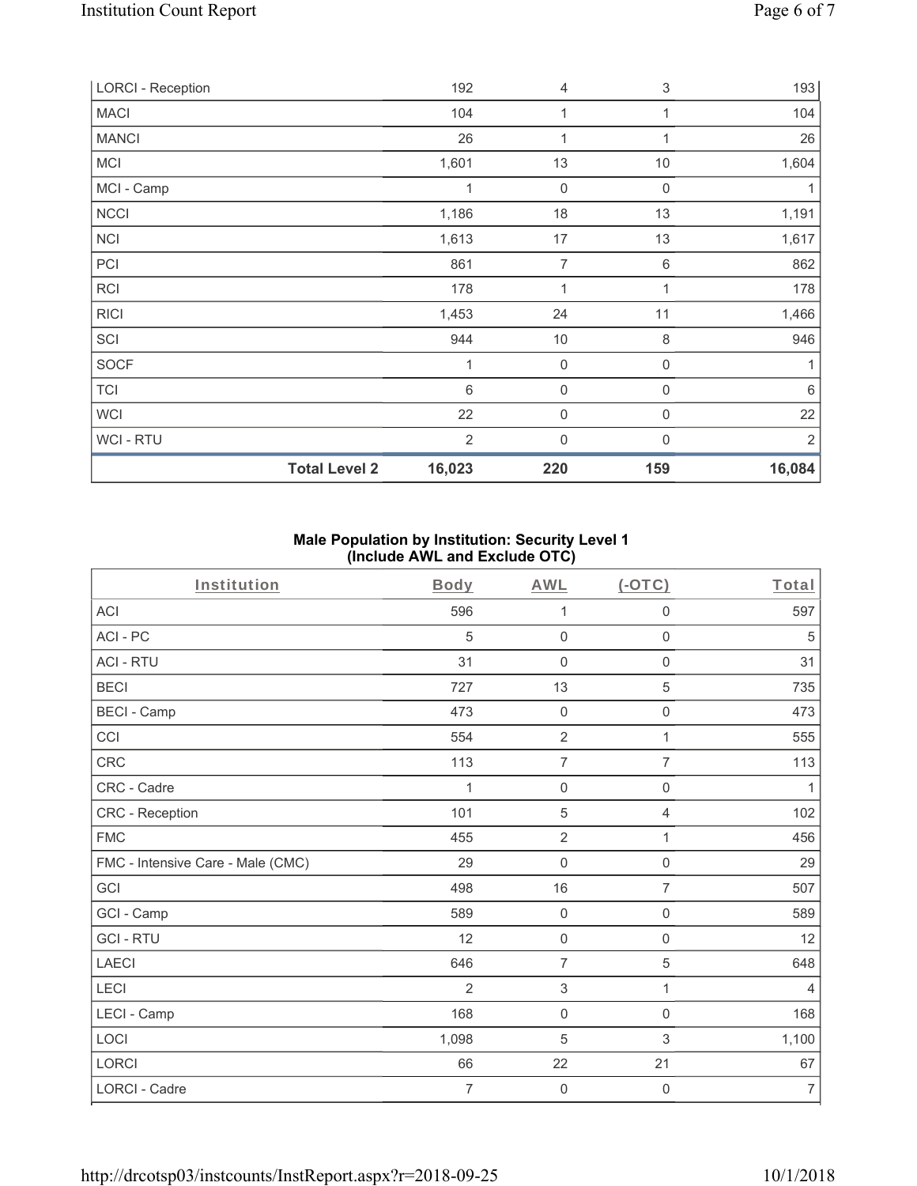| LORCI - Reception | 192 | 4 | 3 | 193 |
|---|---|---|---|---|
| MACI | 104 | 1 | 1 | 104 |
| MANCI | 26 | 1 | 1 | 26 |
| MCI | 1,601 | 13 | 10 | 1,604 |
| MCI - Camp | 1 | 0 | 0 | 1 |
| NCCI | 1,186 | 18 | 13 | 1,191 |
| NCI | 1,613 | 17 | 13 | 1,617 |
| PCI | 861 | 7 | 6 | 862 |
| RCI | 178 | 1 | 1 | 178 |
| RICI | 1,453 | 24 | 11 | 1,466 |
| SCI | 944 | 10 | 8 | 946 |
| SOCF | 1 | 0 | 0 | 1 |
| TCI | 6 | 0 | 0 | 6 |
| WCI | 22 | 0 | 0 | 22 |
| WCI - RTU | 2 | 0 | 0 | 2 |
| **Total Level 2** | **16,023** | **220** | **159** | **16,084** |

**Male Population by Institution: Security Level 1 (Include AWL and Exclude OTC)**

| Institution | Body | AWL | (-OTC) | Total |
|---|---|---|---|---|
| ACI | 596 | 1 | 0 | 597 |
| ACI - PC | 5 | 0 | 0 | 5 |
| ACI - RTU | 31 | 0 | 0 | 31 |
| BECI | 727 | 13 | 5 | 735 |
| BECI - Camp | 473 | 0 | 0 | 473 |
| CCI | 554 | 2 | 1 | 555 |
| CRC | 113 | 7 | 7 | 113 |
| CRC - Cadre | 1 | 0 | 0 | 1 |
| CRC - Reception | 101 | 5 | 4 | 102 |
| FMC | 455 | 2 | 1 | 456 |
| FMC - Intensive Care - Male (CMC) | 29 | 0 | 0 | 29 |
| GCI | 498 | 16 | 7 | 507 |
| GCI - Camp | 589 | 0 | 0 | 589 |
| GCI - RTU | 12 | 0 | 0 | 12 |
| LAECI | 646 | 7 | 5 | 648 |
| LECI | 2 | 3 | 1 | 4 |
| LECI - Camp | 168 | 0 | 0 | 168 |
| LOCI | 1,098 | 5 | 3 | 1,100 |
| LORCI | 66 | 22 | 21 | 67 |
| LORCI - Cadre | 7 | 0 | 0 | 7 |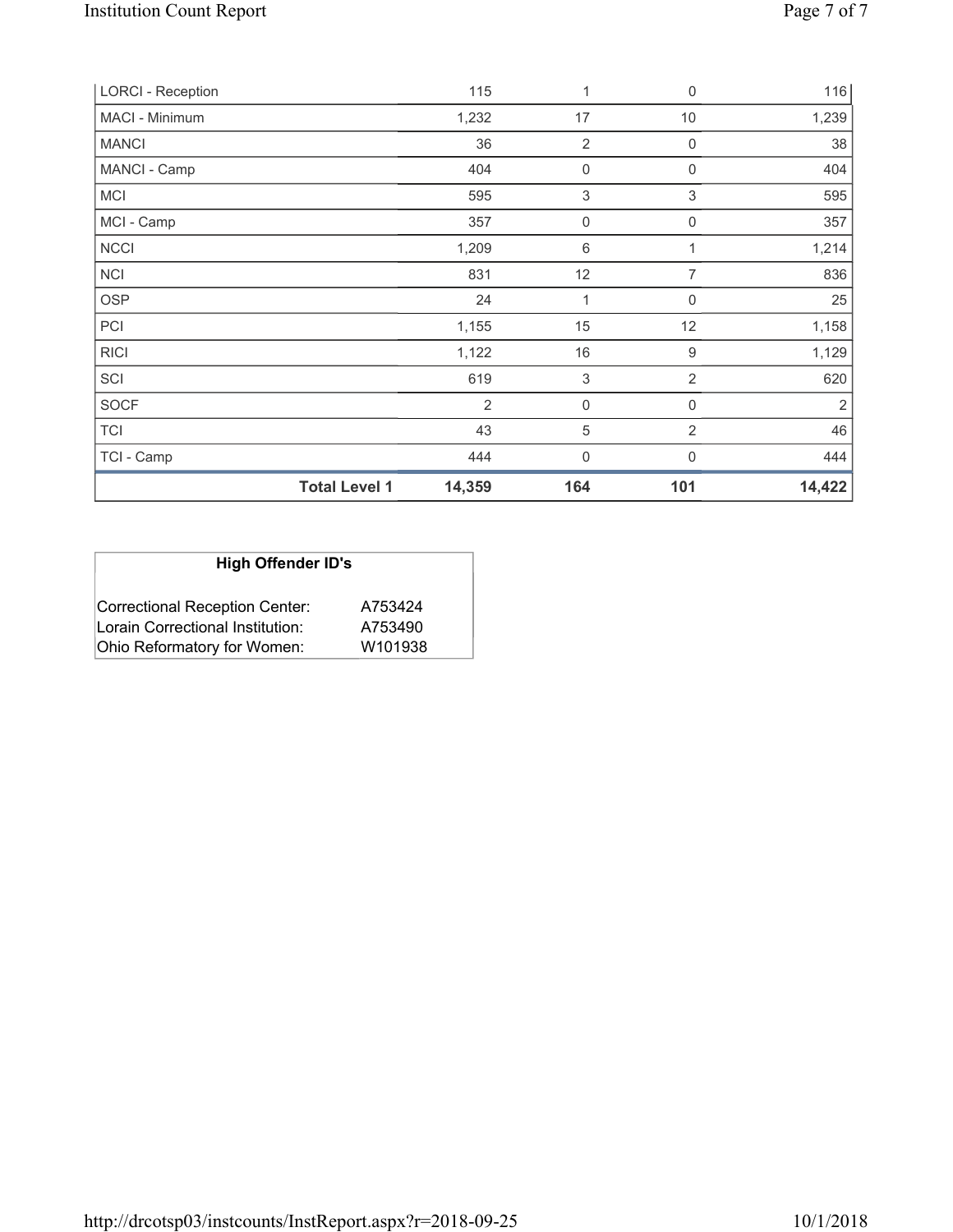| | | | | |
|---|---|---|---|---|
| LORCI - Reception | 115 | 1 | 0 | 116 |
| MACI - Minimum | 1,232 | 17 | 10 | 1,239 |
| MANCI | 36 | 2 | 0 | 38 |
| MANCI - Camp | 404 | 0 | 0 | 404 |
| MCI | 595 | 3 | 3 | 595 |
| MCI - Camp | 357 | 0 | 0 | 357 |
| NCCI | 1,209 | 6 | 1 | 1,214 |
| NCI | 831 | 12 | 7 | 836 |
| OSP | 24 | 1 | 0 | 25 |
| PCI | 1,155 | 15 | 12 | 1,158 |
| RICI | 1,122 | 16 | 9 | 1,129 |
| SCI | 619 | 3 | 2 | 620 |
| SOCF | 2 | 0 | 0 | 2 |
| TCI | 43 | 5 | 2 | 46 |
| TCI - Camp | 444 | 0 | 0 | 444 |
| **Total Level 1** | **14,359** | **164** | **101** | **14,422** |

| High Offender ID's | |
|---|---|
| Correctional Reception Center: | A753424 |
| Lorain Correctional Institution: | A753490 |
| Ohio Reformatory for Women: | W101938 |